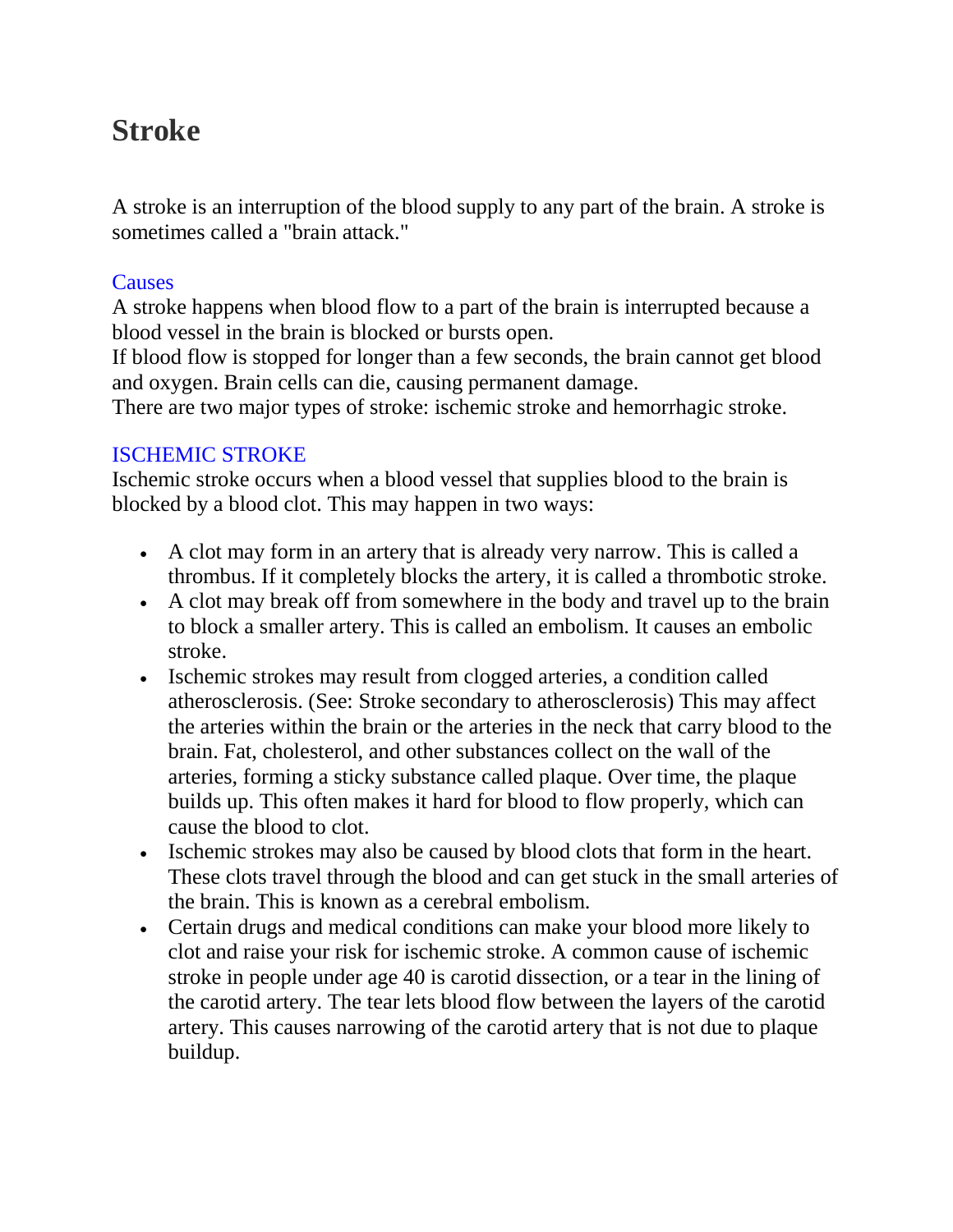# Stroke

A stroke is an interruption of the blood supply to any part of the brain. A stroke is sometimes called a "brain attack."

## Causes

A stroke happens when blood flow to a part of the brain is interrupted because a blood vessel in the brain is blocked or bursts open.

If blood flow is stopped for longer than a few seconds, the brain cannot get blood and oxygen. Brain cells can die, causing permanent damage.

There are two major types of stroke: ischemic stroke and hemorrhagic stroke.

### ISCHEMIC STROKE

Ischemic stroke occurs when a blood vessel that supplies blood to the brain is blocked by a blood clot. This may happen in two ways:

- A clot may form in an artery that is already very narrow. This is called a thrombus. If it completely blocks the artery, it is called a thrombotic stroke.
- A clot may break off from somewhere in the body and travel up to the brain to block a smaller artery. This is called an embolism. It causes an embolic stroke.
- Ischemic strokes may result from clogged arteries, a condition called atherosclerosis. (See: Stroke secondary to atherosclerosis) This may affect the arteries within the brain or the arteries in the neck that carry blood to the brain. Fat, cholesterol, and other substances collect on the wall of the arteries, forming a sticky substance called plaque. Over time, the plaque builds up. This often makes it hard for blood to flow properly, which can cause the blood to clot.
- Ischemic strokes may also be caused by blood clots that form in the heart. These clots travel through the blood and can get stuck in the small arteries of the brain. This is known as a cerebral embolism.
- Certain drugs and medical conditions can make your blood more likely to clot and raise your risk for ischemic stroke. A common cause of ischemic stroke in people under age 40 is carotid dissection, or a tear in the lining of the carotid artery. The tear lets blood flow between the layers of the carotid artery. This causes narrowing of the carotid artery that is not due to plaque buildup.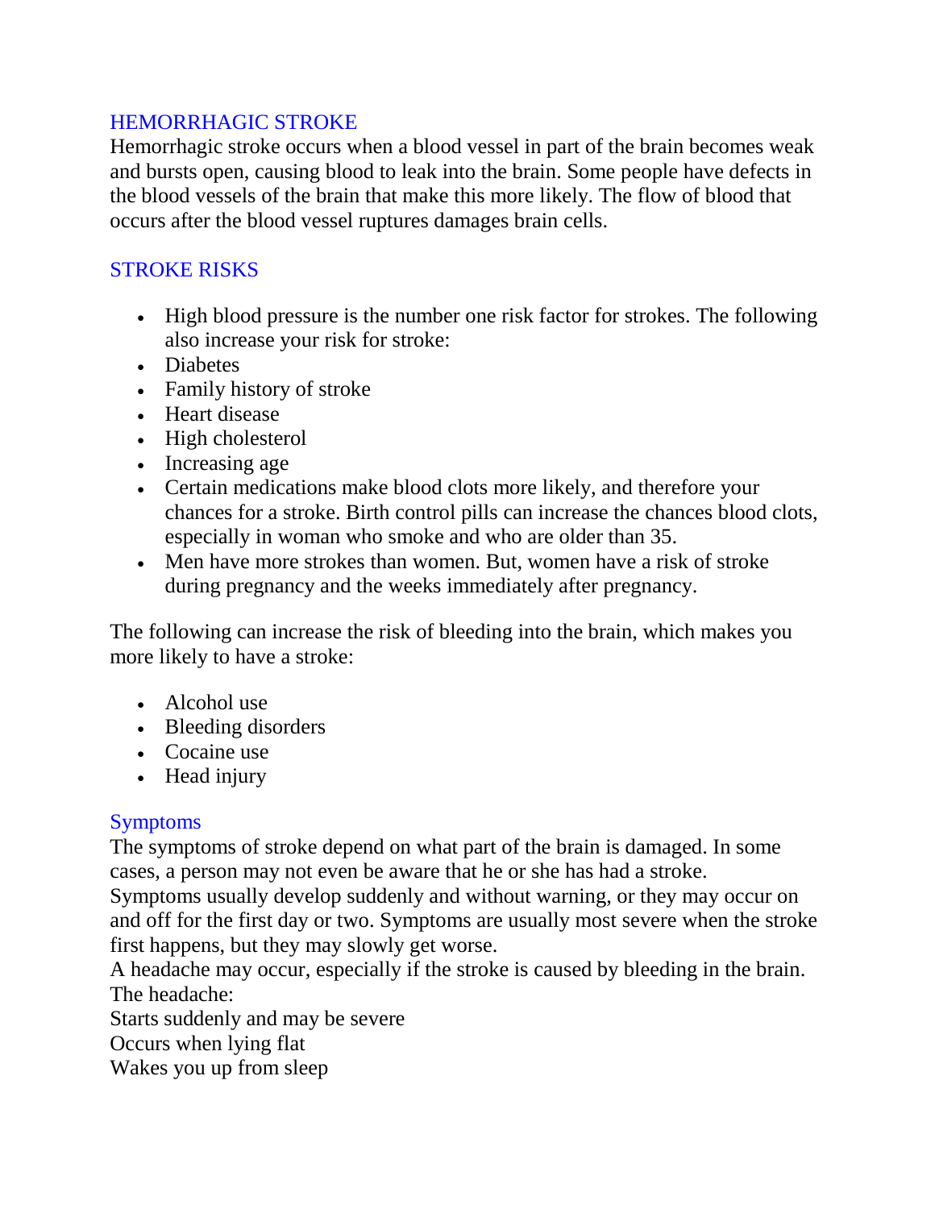## HEMORRHAGIC STROKE

Hemorrhagic stroke occurs when a blood vessel in part of the brain becomes weak and bursts open, causing blood to leak into the brain. Some people have defects in the blood vessels of the brain that make this more likely. The flow of blood that occurs after the blood vessel ruptures damages brain cells.

## STROKE RISKS

- High blood pressure is the number one risk factor for strokes. The following also increase your risk for stroke:
- Diabetes
- Family history of stroke
- Heart disease
- High cholesterol
- Increasing age
- Certain medications make blood clots more likely, and therefore your chances for a stroke. Birth control pills can increase the chances blood clots, especially in woman who smoke and who are older than 35.
- Men have more strokes than women. But, women have a risk of stroke during pregnancy and the weeks immediately after pregnancy.

The following can increase the risk of bleeding into the brain, which makes you more likely to have a stroke:

- Alcohol use
- Bleeding disorders
- Cocaine use
- Head injury

## Symptoms

The symptoms of stroke depend on what part of the brain is damaged. In some cases, a person may not even be aware that he or she has had a stroke.
Symptoms usually develop suddenly and without warning, or they may occur on and off for the first day or two. Symptoms are usually most severe when the stroke first happens, but they may slowly get worse.
A headache may occur, especially if the stroke is caused by bleeding in the brain. The headache:
Starts suddenly and may be severe
Occurs when lying flat
Wakes you up from sleep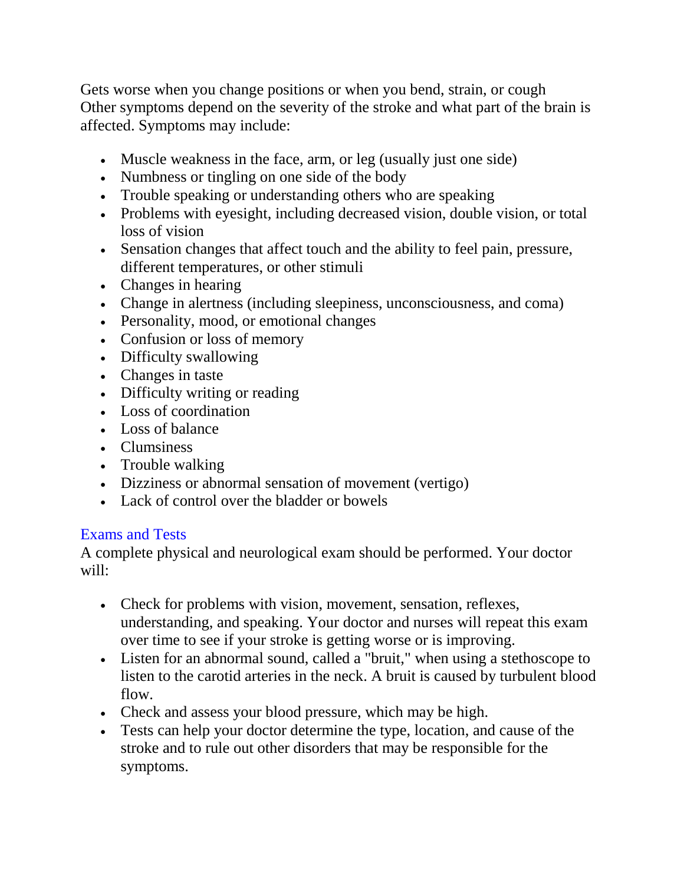Gets worse when you change positions or when you bend, strain, or cough
Other symptoms depend on the severity of the stroke and what part of the brain is affected. Symptoms may include:

- Muscle weakness in the face, arm, or leg (usually just one side)
- Numbness or tingling on one side of the body
- Trouble speaking or understanding others who are speaking
- Problems with eyesight, including decreased vision, double vision, or total loss of vision
- Sensation changes that affect touch and the ability to feel pain, pressure, different temperatures, or other stimuli
- Changes in hearing
- Change in alertness (including sleepiness, unconsciousness, and coma)
- Personality, mood, or emotional changes
- Confusion or loss of memory
- Difficulty swallowing
- Changes in taste
- Difficulty writing or reading
- Loss of coordination
- Loss of balance
- Clumsiness
- Trouble walking
- Dizziness or abnormal sensation of movement (vertigo)
- Lack of control over the bladder or bowels

## Exams and Tests

A complete physical and neurological exam should be performed. Your doctor will:

- Check for problems with vision, movement, sensation, reflexes, understanding, and speaking. Your doctor and nurses will repeat this exam over time to see if your stroke is getting worse or is improving.
- Listen for an abnormal sound, called a "bruit," when using a stethoscope to listen to the carotid arteries in the neck. A bruit is caused by turbulent blood flow.
- Check and assess your blood pressure, which may be high.
- Tests can help your doctor determine the type, location, and cause of the stroke and to rule out other disorders that may be responsible for the symptoms.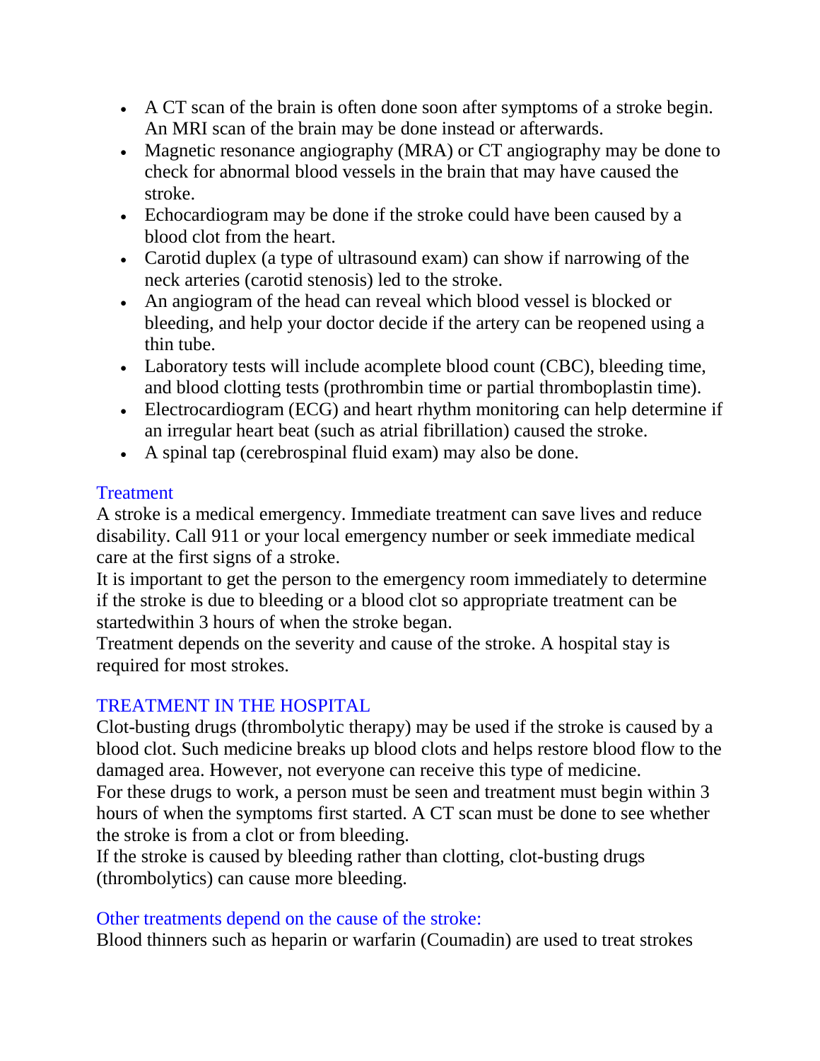- A CT scan of the brain is often done soon after symptoms of a stroke begin. An MRI scan of the brain may be done instead or afterwards.
- Magnetic resonance angiography (MRA) or CT angiography may be done to check for abnormal blood vessels in the brain that may have caused the stroke.
- Echocardiogram may be done if the stroke could have been caused by a blood clot from the heart.
- Carotid duplex (a type of ultrasound exam) can show if narrowing of the neck arteries (carotid stenosis) led to the stroke.
- An angiogram of the head can reveal which blood vessel is blocked or bleeding, and help your doctor decide if the artery can be reopened using a thin tube.
- Laboratory tests will include acomplete blood count (CBC), bleeding time, and blood clotting tests (prothrombin time or partial thromboplastin time).
- Electrocardiogram (ECG) and heart rhythm monitoring can help determine if an irregular heart beat (such as atrial fibrillation) caused the stroke.
- A spinal tap (cerebrospinal fluid exam) may also be done.

## Treatment

A stroke is a medical emergency. Immediate treatment can save lives and reduce disability. Call 911 or your local emergency number or seek immediate medical care at the first signs of a stroke.

It is important to get the person to the emergency room immediately to determine if the stroke is due to bleeding or a blood clot so appropriate treatment can be startedwithin 3 hours of when the stroke began.

Treatment depends on the severity and cause of the stroke. A hospital stay is required for most strokes.

## TREATMENT IN THE HOSPITAL

Clot-busting drugs (thrombolytic therapy) may be used if the stroke is caused by a blood clot. Such medicine breaks up blood clots and helps restore blood flow to the damaged area. However, not everyone can receive this type of medicine.

For these drugs to work, a person must be seen and treatment must begin within 3 hours of when the symptoms first started. A CT scan must be done to see whether the stroke is from a clot or from bleeding.

If the stroke is caused by bleeding rather than clotting, clot-busting drugs (thrombolytics) can cause more bleeding.

## Other treatments depend on the cause of the stroke:

Blood thinners such as heparin or warfarin (Coumadin) are used to treat strokes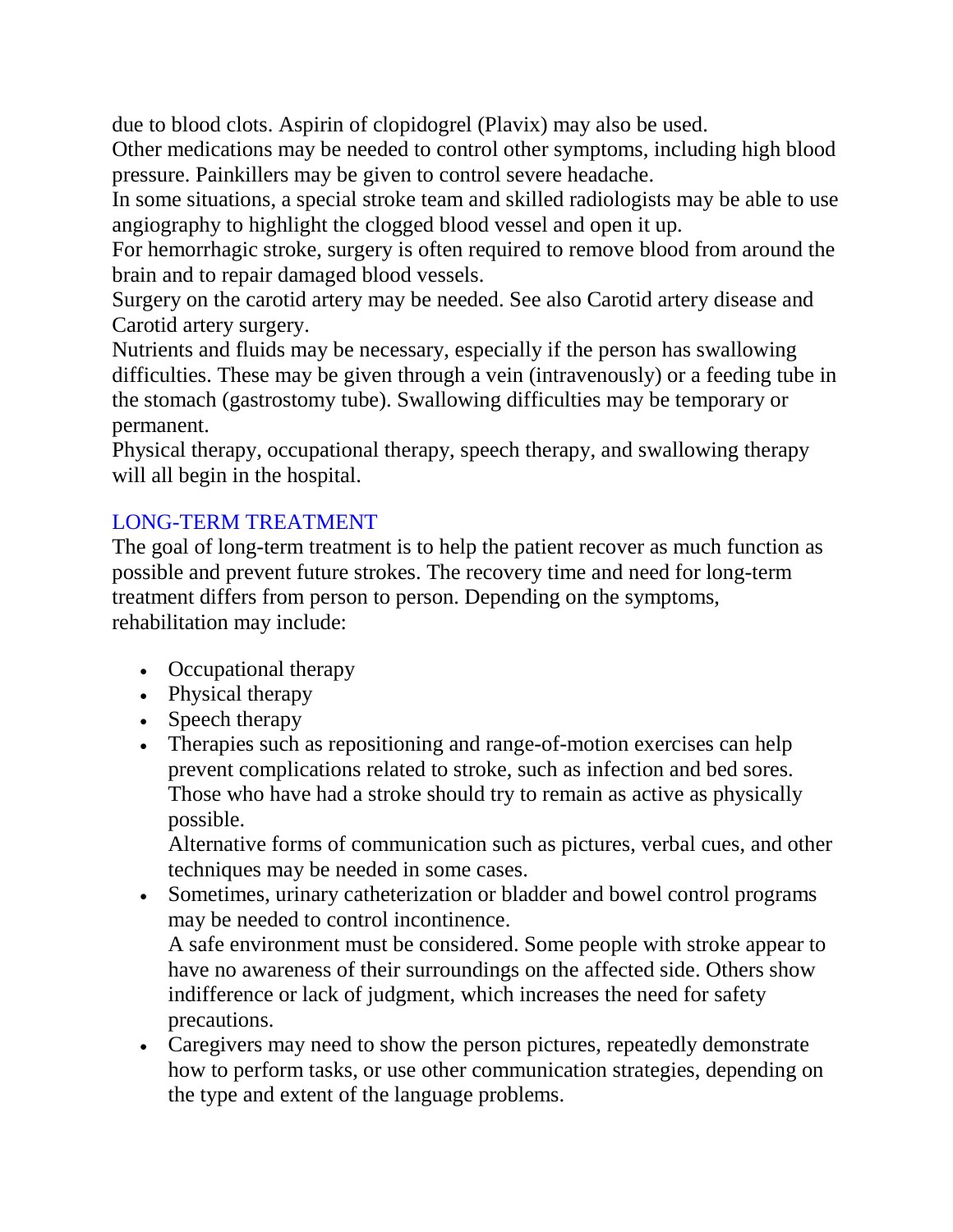due to blood clots. Aspirin of clopidogrel (Plavix) may also be used.

Other medications may be needed to control other symptoms, including high blood pressure. Painkillers may be given to control severe headache.

In some situations, a special stroke team and skilled radiologists may be able to use angiography to highlight the clogged blood vessel and open it up.

For hemorrhagic stroke, surgery is often required to remove blood from around the brain and to repair damaged blood vessels.

Surgery on the carotid artery may be needed. See also Carotid artery disease and Carotid artery surgery.

Nutrients and fluids may be necessary, especially if the person has swallowing difficulties. These may be given through a vein (intravenously) or a feeding tube in the stomach (gastrostomy tube). Swallowing difficulties may be temporary or permanent.

Physical therapy, occupational therapy, speech therapy, and swallowing therapy will all begin in the hospital.

## LONG-TERM TREATMENT

The goal of long-term treatment is to help the patient recover as much function as possible and prevent future strokes. The recovery time and need for long-term treatment differs from person to person. Depending on the symptoms, rehabilitation may include:

- Occupational therapy
- Physical therapy
- Speech therapy
- Therapies such as repositioning and range-of-motion exercises can help prevent complications related to stroke, such as infection and bed sores. Those who have had a stroke should try to remain as active as physically possible.

  Alternative forms of communication such as pictures, verbal cues, and other techniques may be needed in some cases.
- Sometimes, urinary catheterization or bladder and bowel control programs may be needed to control incontinence.

  A safe environment must be considered. Some people with stroke appear to have no awareness of their surroundings on the affected side. Others show indifference or lack of judgment, which increases the need for safety precautions.
- Caregivers may need to show the person pictures, repeatedly demonstrate how to perform tasks, or use other communication strategies, depending on the type and extent of the language problems.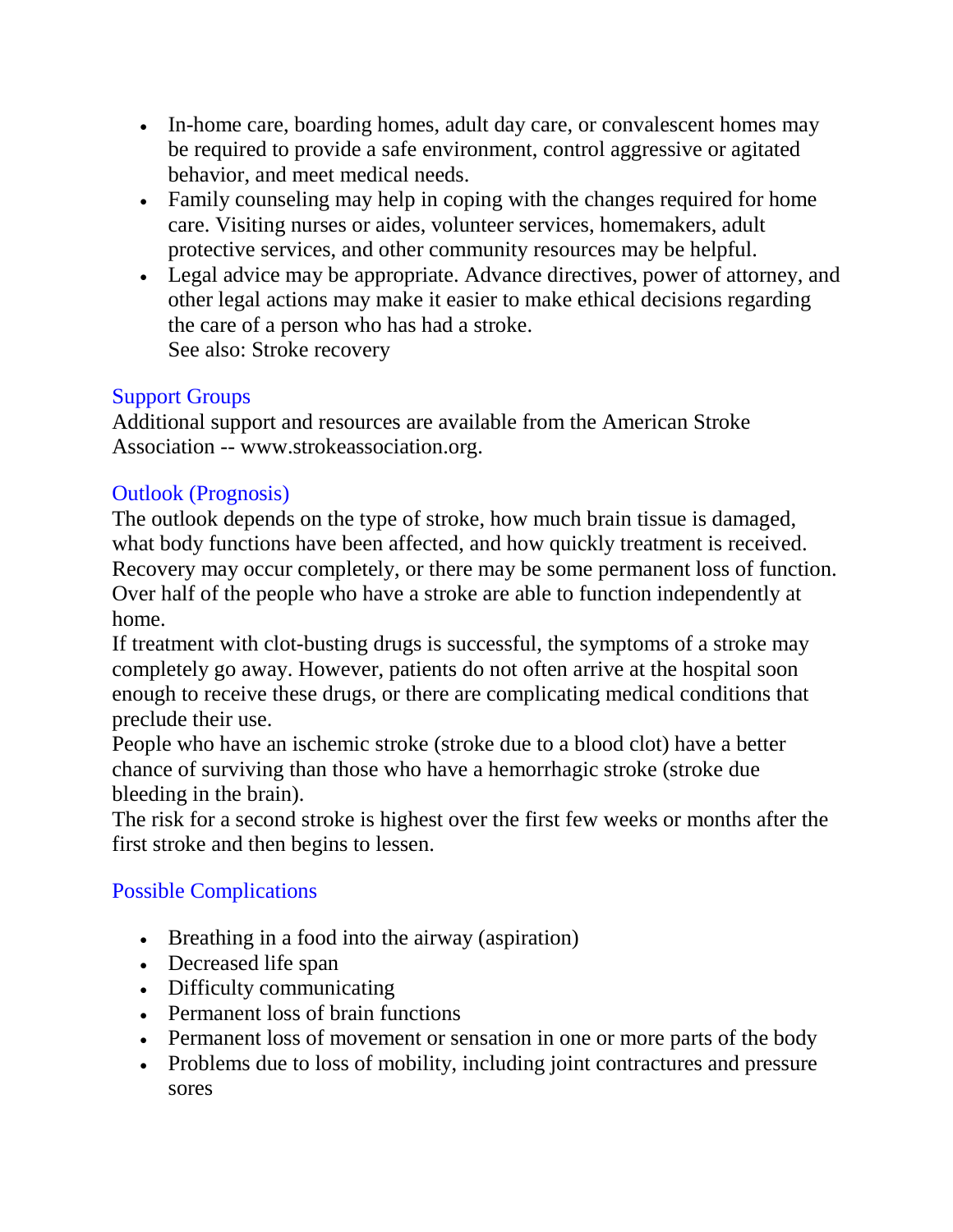- In-home care, boarding homes, adult day care, or convalescent homes may be required to provide a safe environment, control aggressive or agitated behavior, and meet medical needs.
- Family counseling may help in coping with the changes required for home care. Visiting nurses or aides, volunteer services, homemakers, adult protective services, and other community resources may be helpful.
- Legal advice may be appropriate. Advance directives, power of attorney, and other legal actions may make it easier to make ethical decisions regarding the care of a person who has had a stroke.
  See also: Stroke recovery

## Support Groups

Additional support and resources are available from the American Stroke Association -- www.strokeassociation.org.

## Outlook (Prognosis)

The outlook depends on the type of stroke, how much brain tissue is damaged, what body functions have been affected, and how quickly treatment is received. Recovery may occur completely, or there may be some permanent loss of function. Over half of the people who have a stroke are able to function independently at home.

If treatment with clot-busting drugs is successful, the symptoms of a stroke may completely go away. However, patients do not often arrive at the hospital soon enough to receive these drugs, or there are complicating medical conditions that preclude their use.

People who have an ischemic stroke (stroke due to a blood clot) have a better chance of surviving than those who have a hemorrhagic stroke (stroke due bleeding in the brain).

The risk for a second stroke is highest over the first few weeks or months after the first stroke and then begins to lessen.

## Possible Complications

- Breathing in a food into the airway (aspiration)
- Decreased life span
- Difficulty communicating
- Permanent loss of brain functions
- Permanent loss of movement or sensation in one or more parts of the body
- Problems due to loss of mobility, including joint contractures and pressure sores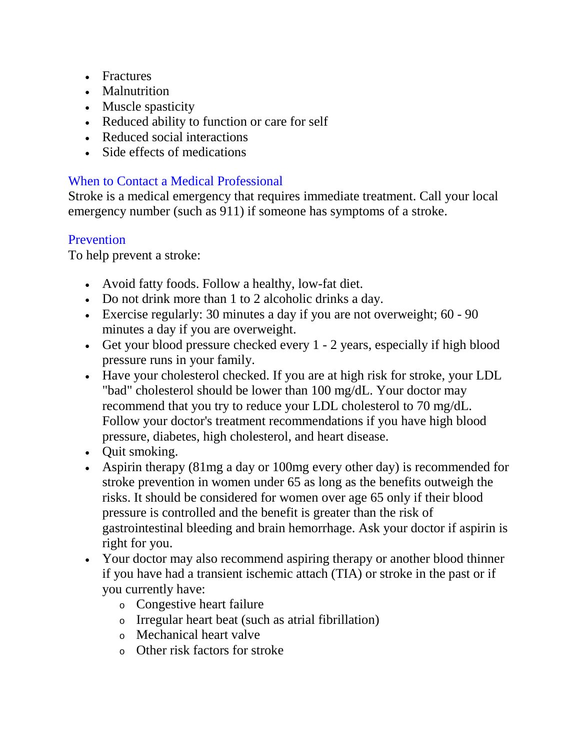- Fractures
- Malnutrition
- Muscle spasticity
- Reduced ability to function or care for self
- Reduced social interactions
- Side effects of medications

## When to Contact a Medical Professional

Stroke is a medical emergency that requires immediate treatment. Call your local emergency number (such as 911) if someone has symptoms of a stroke.

## Prevention

To help prevent a stroke:

- Avoid fatty foods. Follow a healthy, low-fat diet.
- Do not drink more than 1 to 2 alcoholic drinks a day.
- Exercise regularly: 30 minutes a day if you are not overweight; 60 - 90 minutes a day if you are overweight.
- Get your blood pressure checked every 1 - 2 years, especially if high blood pressure runs in your family.
- Have your cholesterol checked. If you are at high risk for stroke, your LDL "bad" cholesterol should be lower than 100 mg/dL. Your doctor may recommend that you try to reduce your LDL cholesterol to 70 mg/dL. Follow your doctor's treatment recommendations if you have high blood pressure, diabetes, high cholesterol, and heart disease.
- Quit smoking.
- Aspirin therapy (81mg a day or 100mg every other day) is recommended for stroke prevention in women under 65 as long as the benefits outweigh the risks. It should be considered for women over age 65 only if their blood pressure is controlled and the benefit is greater than the risk of gastrointestinal bleeding and brain hemorrhage. Ask your doctor if aspirin is right for you.
- Your doctor may also recommend aspiring therapy or another blood thinner if you have had a transient ischemic attach (TIA) or stroke in the past or if you currently have:
  - Congestive heart failure
  - Irregular heart beat (such as atrial fibrillation)
  - Mechanical heart valve
  - Other risk factors for stroke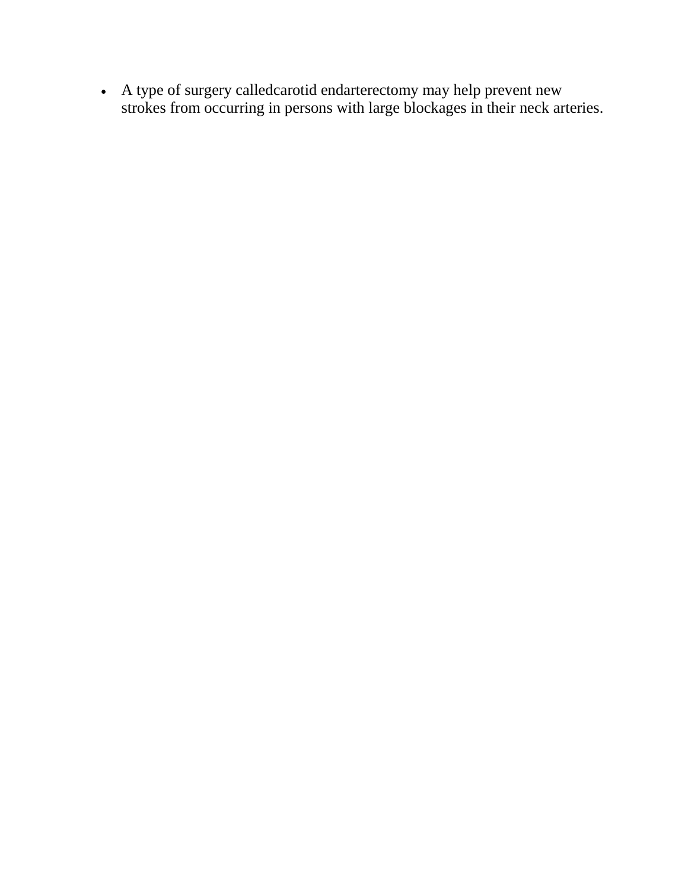- A type of surgery calledcarotid endarterectomy may help prevent new strokes from occurring in persons with large blockages in their neck arteries.